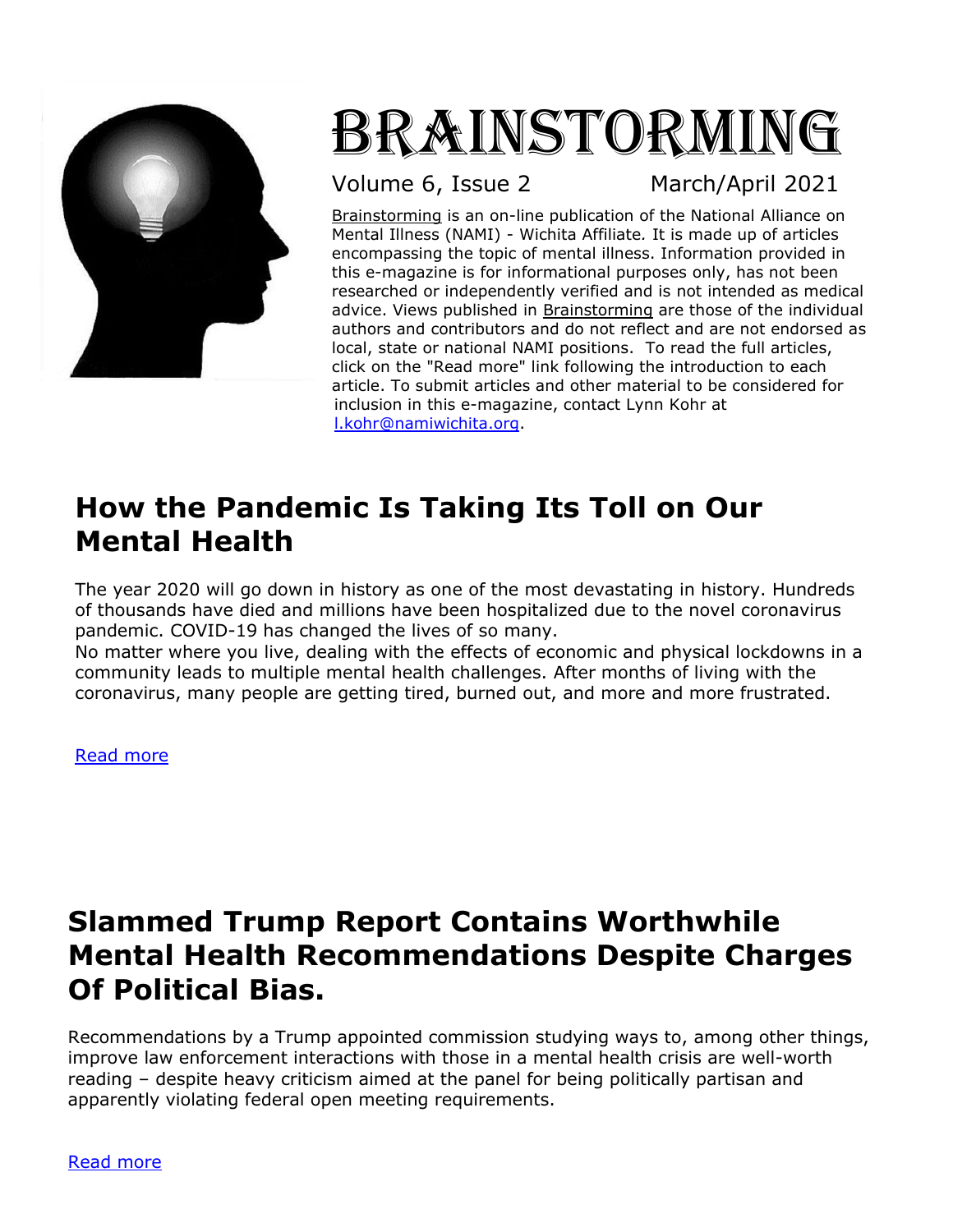# BRAINSTORMING

Volume 6, Issue 2 March/April 2021

Brainstorming is an on-line publication of the National Alliance on Mental Illness (NAMI) - Wichita Affiliate. It is made up of articles encompassing the topic of mental illness. Information provided in this e-magazine is for informational purposes only, has not been researched or independently verified and is not intended as medical advice. Views published in Brainstorming are those of the individual authors and contributors and do not reflect and are not endorsed as local, state or national NAMI positions. To read the full articles, click on the "Read more" link following the introduction to each article. To submit articles and other material to be considered for inclusion in this e-magazine, contact Lynn Kohr at l.kohr@namiwichita.org.

## How the Pandemic Is Taking Its Toll on Our Mental Health

The year 2020 will go down in history as one of the most devastating in history. Hundreds of thousands have died and millions have been hospitalized due to the novel coronavirus pandemic. COVID-19 has changed the lives of so many.
No matter where you live, dealing with the effects of economic and physical lockdowns in a community leads to multiple mental health challenges. After months of living with the coronavirus, many people are getting tired, burned out, and more and more frustrated.

Read more

## Slammed Trump Report Contains Worthwhile Mental Health Recommendations Despite Charges Of Political Bias.

Recommendations by a Trump appointed commission studying ways to, among other things, improve law enforcement interactions with those in a mental health crisis are well-worth reading – despite heavy criticism aimed at the panel for being politically partisan and apparently violating federal open meeting requirements.

Read more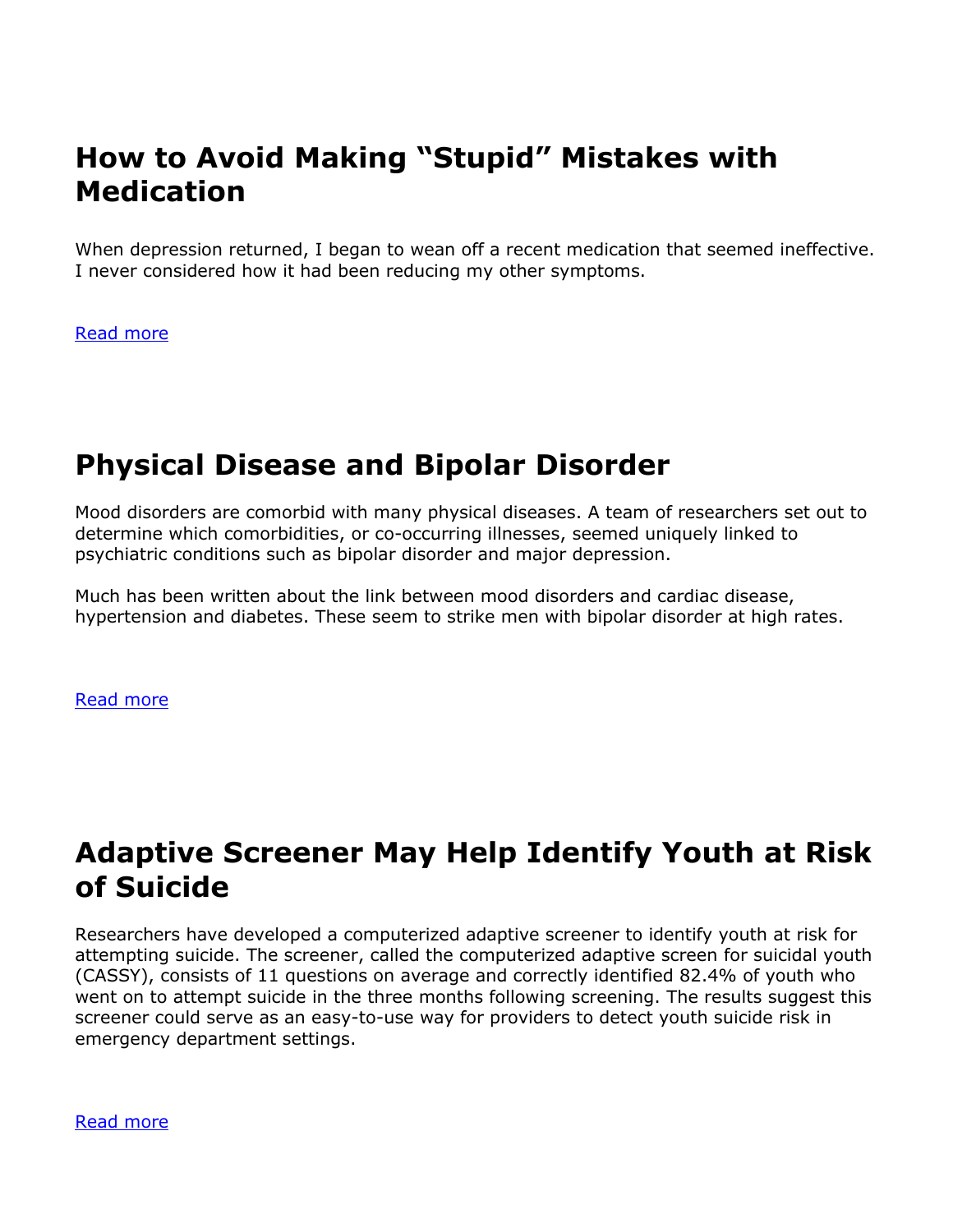## How to Avoid Making "Stupid" Mistakes with Medication

When depression returned, I began to wean off a recent medication that seemed ineffective. I never considered how it had been reducing my other symptoms.

Read more

## Physical Disease and Bipolar Disorder

Mood disorders are comorbid with many physical diseases. A team of researchers set out to determine which comorbidities, or co-occurring illnesses, seemed uniquely linked to psychiatric conditions such as bipolar disorder and major depression.

Much has been written about the link between mood disorders and cardiac disease, hypertension and diabetes. These seem to strike men with bipolar disorder at high rates.

Read more

## Adaptive Screener May Help Identify Youth at Risk of Suicide

Researchers have developed a computerized adaptive screener to identify youth at risk for attempting suicide. The screener, called the computerized adaptive screen for suicidal youth (CASSY), consists of 11 questions on average and correctly identified 82.4% of youth who went on to attempt suicide in the three months following screening. The results suggest this screener could serve as an easy-to-use way for providers to detect youth suicide risk in emergency department settings.

Read more